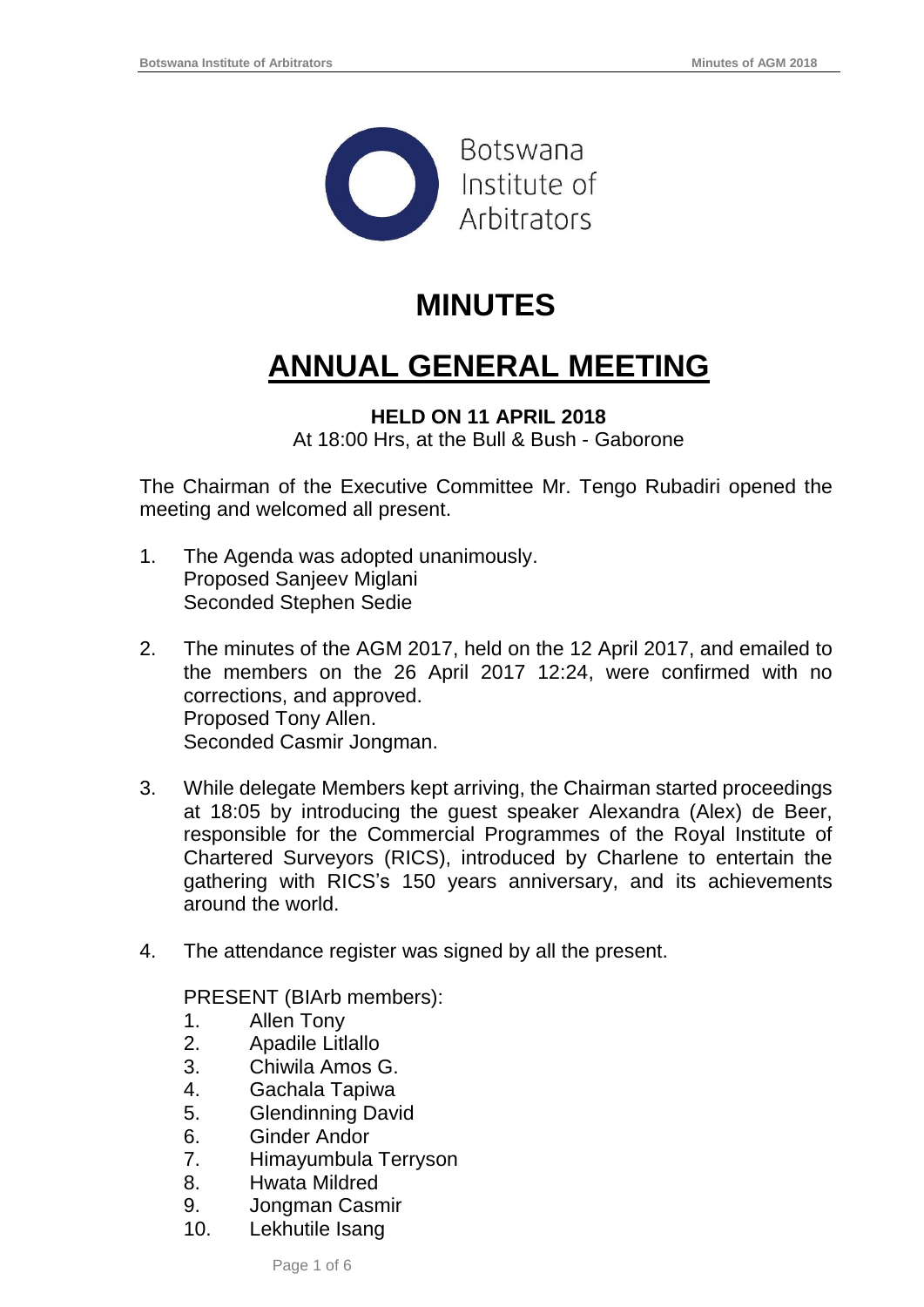Botswana Institute of Arbitrators

# MINUTES

# ANNUAL GENERAL MEETING

**HELD ON 11 APRIL 2018**

At 18:00 Hrs, at the Bull & Bush - Gaborone

The Chairman of the Executive Committee Mr. Tengo Rubadiri opened the meeting and welcomed all present.

1. The Agenda was adopted unanimously.
   Proposed Sanjeev Miglani
   Seconded Stephen Sedie

2. The minutes of the AGM 2017, held on the 12 April 2017, and emailed to the members on the 26 April 2017 12:24, were confirmed with no corrections, and approved.
   Proposed Tony Allen.
   Seconded Casmir Jongman.

3. While delegate Members kept arriving, the Chairman started proceedings at 18:05 by introducing the guest speaker Alexandra (Alex) de Beer, responsible for the Commercial Programmes of the Royal Institute of Chartered Surveyors (RICS), introduced by Charlene to entertain the gathering with RICS's 150 years anniversary, and its achievements around the world.

4. The attendance register was signed by all the present.

   PRESENT (BIArb members):
   1. Allen Tony
   2. Apadile Litlallo
   3. Chiwila Amos G.
   4. Gachala Tapiwa
   5. Glendinning David
   6. Ginder Andor
   7. Himayumbula Terryson
   8. Hwata Mildred
   9. Jongman Casmir
   10. Lekhutile Isang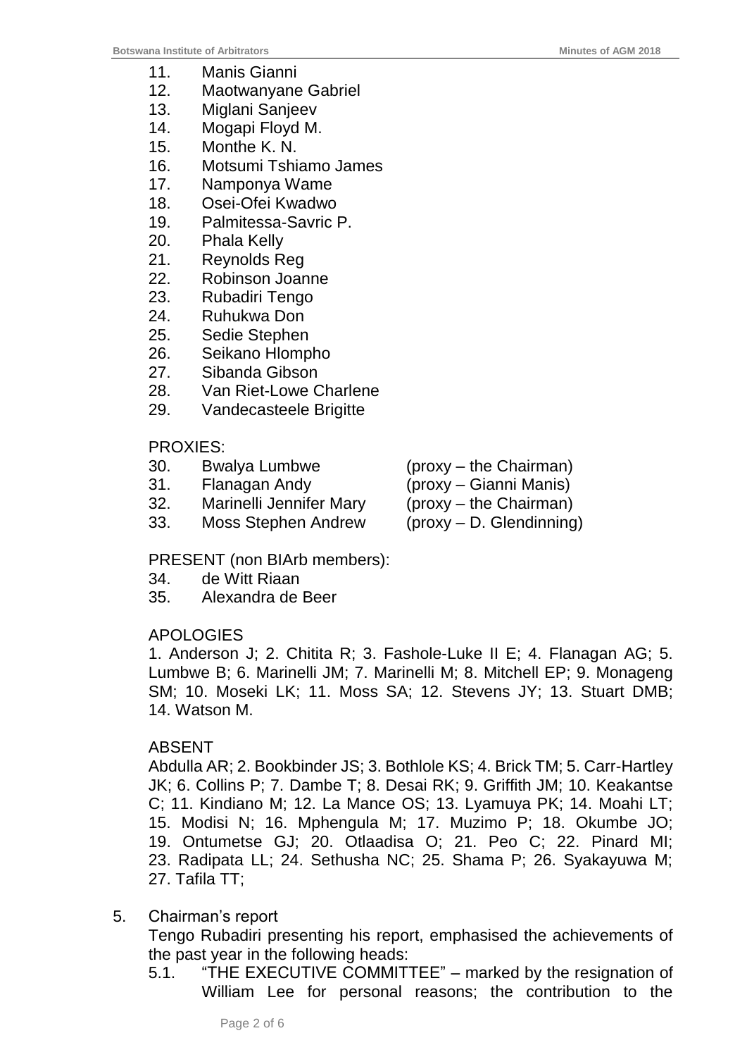11. Manis Gianni
12. Maotwanyane Gabriel
13. Miglani Sanjeev
14. Mogapi Floyd M.
15. Monthe K. N.
16. Motsumi Tshiamo James
17. Namponya Wame
18. Osei-Ofei Kwadwo
19. Palmitessa-Savric P.
20. Phala Kelly
21. Reynolds Reg
22. Robinson Joanne
23. Rubadiri Tengo
24. Ruhukwa Don
25. Sedie Stephen
26. Seikano Hlompho
27. Sibanda Gibson
28. Van Riet-Lowe Charlene
29. Vandecasteele Brigitte

PROXIES:

30. Bwalya Lumbwe (proxy – the Chairman)
31. Flanagan Andy (proxy – Gianni Manis)
32. Marinelli Jennifer Mary (proxy – the Chairman)
33. Moss Stephen Andrew (proxy – D. Glendinning)

PRESENT (non BIArb members):

34. de Witt Riaan
35. Alexandra de Beer

APOLOGIES

1. Anderson J; 2. Chitita R; 3. Fashole-Luke II E; 4. Flanagan AG; 5. Lumbwe B; 6. Marinelli JM; 7. Marinelli M; 8. Mitchell EP; 9. Monageng SM; 10. Moseki LK; 11. Moss SA; 12. Stevens JY; 13. Stuart DMB; 14. Watson M.

ABSENT

Abdulla AR; 2. Bookbinder JS; 3. Bothlole KS; 4. Brick TM; 5. Carr-Hartley JK; 6. Collins P; 7. Dambe T; 8. Desai RK; 9. Griffith JM; 10. Keakantse C; 11. Kindiano M; 12. La Mance OS; 13. Lyamuya PK; 14. Moahi LT; 15. Modisi N; 16. Mphengula M; 17. Muzimo P; 18. Okumbe JO; 19. Ontumetse GJ; 20. Otlaadisa O; 21. Peo C; 22. Pinard MI; 23. Radipata LL; 24. Sethusha NC; 25. Shama P; 26. Syakayuwa M; 27. Tafila TT;

5. Chairman's report

   Tengo Rubadiri presenting his report, emphasised the achievements of the past year in the following heads:

   5.1. "THE EXECUTIVE COMMITTEE" – marked by the resignation of William Lee for personal reasons; the contribution to the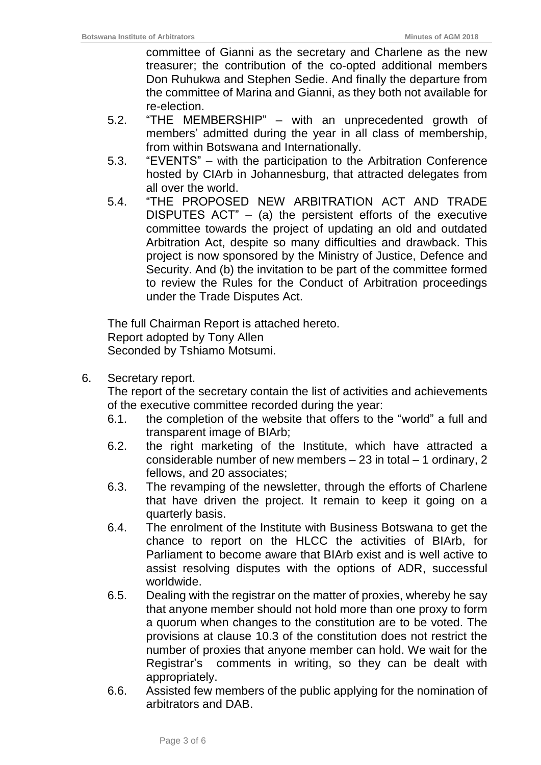committee of Gianni as the secretary and Charlene as the new treasurer; the contribution of the co-opted additional members Don Ruhukwa and Stephen Sedie. And finally the departure from the committee of Marina and Gianni, as they both not available for re-election.

5.2. "THE MEMBERSHIP" – with an unprecedented growth of members' admitted during the year in all class of membership, from within Botswana and Internationally.

5.3. "EVENTS" – with the participation to the Arbitration Conference hosted by CIArb in Johannesburg, that attracted delegates from all over the world.

5.4. "THE PROPOSED NEW ARBITRATION ACT AND TRADE DISPUTES ACT" – (a) the persistent efforts of the executive committee towards the project of updating an old and outdated Arbitration Act, despite so many difficulties and drawback. This project is now sponsored by the Ministry of Justice, Defence and Security. And (b) the invitation to be part of the committee formed to review the Rules for the Conduct of Arbitration proceedings under the Trade Disputes Act.

The full Chairman Report is attached hereto.
Report adopted by Tony Allen
Seconded by Tshiamo Motsumi.

6. Secretary report.

The report of the secretary contain the list of activities and achievements of the executive committee recorded during the year:

6.1. the completion of the website that offers to the "world" a full and transparent image of BIArb;

6.2. the right marketing of the Institute, which have attracted a considerable number of new members – 23 in total – 1 ordinary, 2 fellows, and 20 associates;

6.3. The revamping of the newsletter, through the efforts of Charlene that have driven the project. It remain to keep it going on a quarterly basis.

6.4. The enrolment of the Institute with Business Botswana to get the chance to report on the HLCC the activities of BIArb, for Parliament to become aware that BIArb exist and is well active to assist resolving disputes with the options of ADR, successful worldwide.

6.5. Dealing with the registrar on the matter of proxies, whereby he say that anyone member should not hold more than one proxy to form a quorum when changes to the constitution are to be voted. The provisions at clause 10.3 of the constitution does not restrict the number of proxies that anyone member can hold. We wait for the Registrar's comments in writing, so they can be dealt with appropriately.

6.6. Assisted few members of the public applying for the nomination of arbitrators and DAB.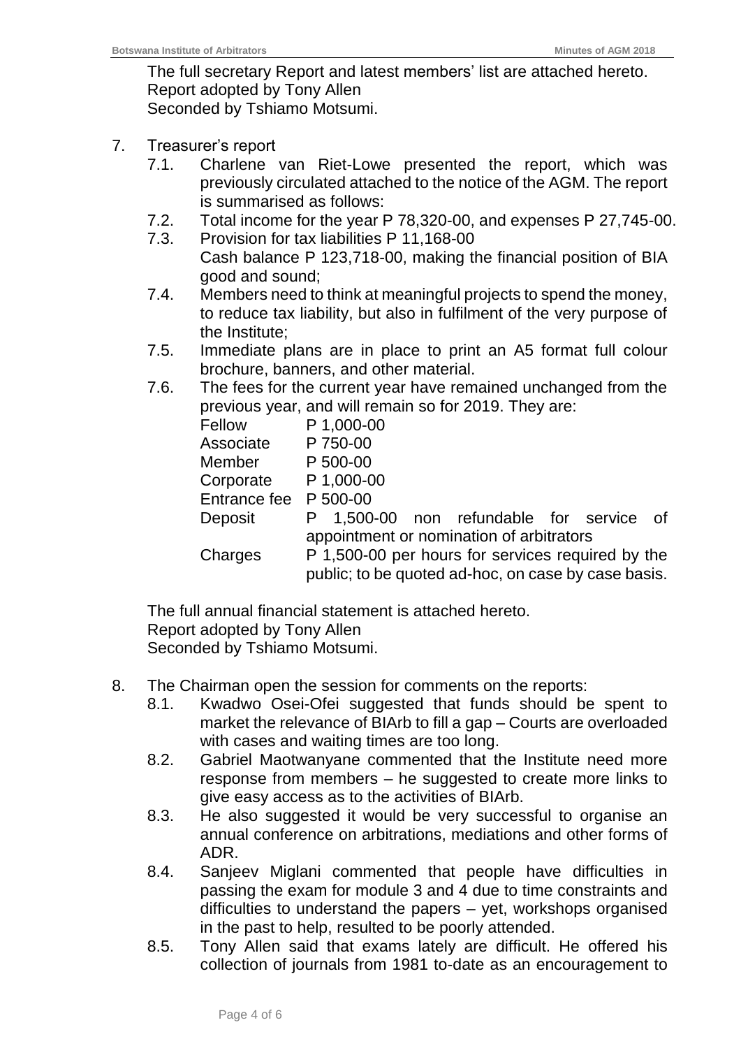The full secretary Report and latest members' list are attached hereto.
Report adopted by Tony Allen
Seconded by Tshiamo Motsumi.

7. Treasurer's report
   7.1. Charlene van Riet-Lowe presented the report, which was previously circulated attached to the notice of the AGM. The report is summarised as follows:
   7.2. Total income for the year P 78,320-00, and expenses P 27,745-00.
   7.3. Provision for tax liabilities P 11,168-00
   Cash balance P 123,718-00, making the financial position of BIA good and sound;
   7.4. Members need to think at meaningful projects to spend the money, to reduce tax liability, but also in fulfilment of the very purpose of the Institute;
   7.5. Immediate plans are in place to print an A5 format full colour brochure, banners, and other material.
   7.6. The fees for the current year have remained unchanged from the previous year, and will remain so for 2019. They are:

| | |
|---|---|
| Fellow | P 1,000-00 |
| Associate | P 750-00 |
| Member | P 500-00 |
| Corporate | P 1,000-00 |
| Entrance fee | P 500-00 |
| Deposit | P 1,500-00 non refundable for service of appointment or nomination of arbitrators |
| Charges | P 1,500-00 per hours for services required by the public; to be quoted ad-hoc, on case by case basis. |

The full annual financial statement is attached hereto.
Report adopted by Tony Allen
Seconded by Tshiamo Motsumi.

8. The Chairman open the session for comments on the reports:
   8.1. Kwadwo Osei-Ofei suggested that funds should be spent to market the relevance of BIArb to fill a gap – Courts are overloaded with cases and waiting times are too long.
   8.2. Gabriel Maotwanyane commented that the Institute need more response from members – he suggested to create more links to give easy access as to the activities of BIArb.
   8.3. He also suggested it would be very successful to organise an annual conference on arbitrations, mediations and other forms of ADR.
   8.4. Sanjeev Miglani commented that people have difficulties in passing the exam for module 3 and 4 due to time constraints and difficulties to understand the papers – yet, workshops organised in the past to help, resulted to be poorly attended.
   8.5. Tony Allen said that exams lately are difficult. He offered his collection of journals from 1981 to-date as an encouragement to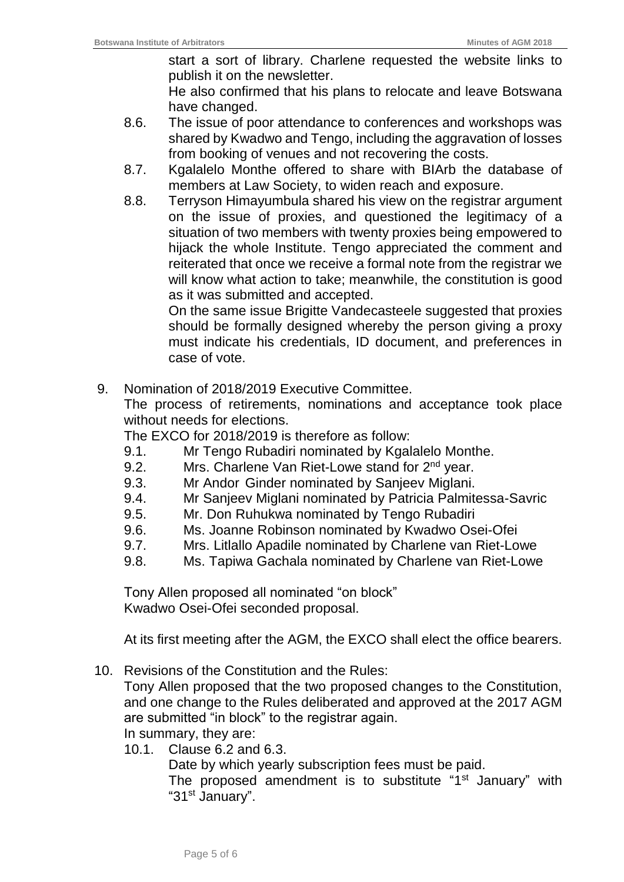start a sort of library. Charlene requested the website links to publish it on the newsletter.

He also confirmed that his plans to relocate and leave Botswana have changed.

8.6. The issue of poor attendance to conferences and workshops was shared by Kwadwo and Tengo, including the aggravation of losses from booking of venues and not recovering the costs.

8.7. Kgalalelo Monthe offered to share with BIArb the database of members at Law Society, to widen reach and exposure.

8.8. Terryson Himayumbula shared his view on the registrar argument on the issue of proxies, and questioned the legitimacy of a situation of two members with twenty proxies being empowered to hijack the whole Institute. Tengo appreciated the comment and reiterated that once we receive a formal note from the registrar we will know what action to take; meanwhile, the constitution is good as it was submitted and accepted.

On the same issue Brigitte Vandecasteele suggested that proxies should be formally designed whereby the person giving a proxy must indicate his credentials, ID document, and preferences in case of vote.

9. Nomination of 2018/2019 Executive Committee.

The process of retirements, nominations and acceptance took place without needs for elections.

The EXCO for 2018/2019 is therefore as follow:

9.1. Mr Tengo Rubadiri nominated by Kgalalelo Monthe.
9.2. Mrs. Charlene Van Riet-Lowe stand for 2nd year.
9.3. Mr Andor Ginder nominated by Sanjeev Miglani.
9.4. Mr Sanjeev Miglani nominated by Patricia Palmitessa-Savric
9.5. Mr. Don Ruhukwa nominated by Tengo Rubadiri
9.6. Ms. Joanne Robinson nominated by Kwadwo Osei-Ofei
9.7. Mrs. Litlallo Apadile nominated by Charlene van Riet-Lowe
9.8. Ms. Tapiwa Gachala nominated by Charlene van Riet-Lowe

Tony Allen proposed all nominated "on block"
Kwadwo Osei-Ofei seconded proposal.

At its first meeting after the AGM, the EXCO shall elect the office bearers.

10. Revisions of the Constitution and the Rules:

Tony Allen proposed that the two proposed changes to the Constitution, and one change to the Rules deliberated and approved at the 2017 AGM are submitted "in block" to the registrar again.

In summary, they are:

10.1. Clause 6.2 and 6.3.

Date by which yearly subscription fees must be paid.

The proposed amendment is to substitute "1st January" with "31st January".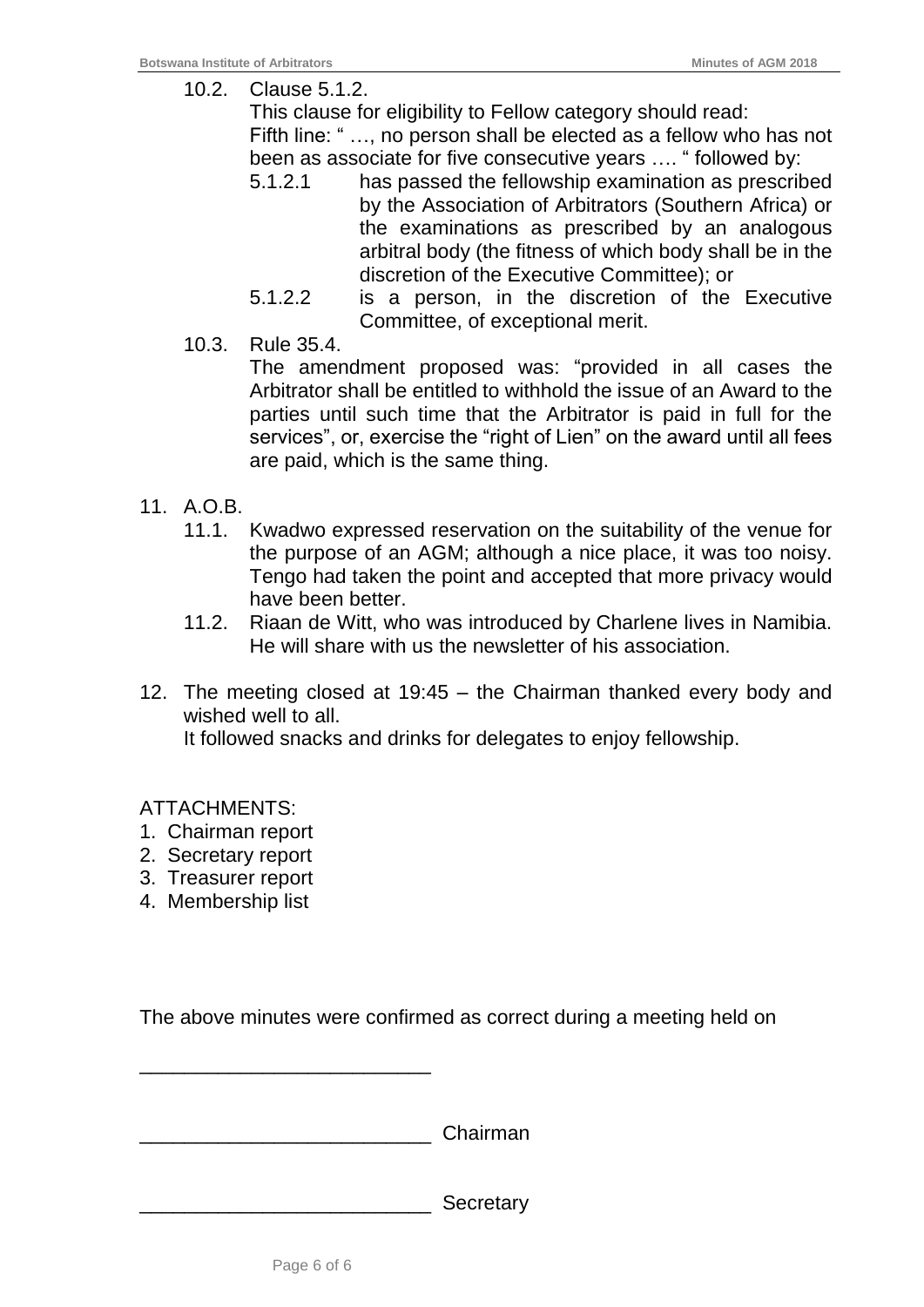10.2. Clause 5.1.2.

This clause for eligibility to Fellow category should read:
Fifth line: " …, no person shall be elected as a fellow who has not been as associate for five consecutive years …. " followed by:

5.1.2.1 has passed the fellowship examination as prescribed by the Association of Arbitrators (Southern Africa) or the examinations as prescribed by an analogous arbitral body (the fitness of which body shall be in the discretion of the Executive Committee); or

5.1.2.2 is a person, in the discretion of the Executive Committee, of exceptional merit.

10.3. Rule 35.4.

The amendment proposed was: "provided in all cases the Arbitrator shall be entitled to withhold the issue of an Award to the parties until such time that the Arbitrator is paid in full for the services", or, exercise the "right of Lien" on the award until all fees are paid, which is the same thing.

11. A.O.B.

11.1. Kwadwo expressed reservation on the suitability of the venue for the purpose of an AGM; although a nice place, it was too noisy. Tengo had taken the point and accepted that more privacy would have been better.

11.2. Riaan de Witt, who was introduced by Charlene lives in Namibia. He will share with us the newsletter of his association.

12. The meeting closed at 19:45 – the Chairman thanked every body and wished well to all.
It followed snacks and drinks for delegates to enjoy fellowship.

ATTACHMENTS:

1. Chairman report
2. Secretary report
3. Treasurer report
4. Membership list

The above minutes were confirmed as correct during a meeting held on

\_\_\_\_\_\_\_\_\_\_\_\_\_\_\_\_\_\_\_\_\_\_\_\_\_\_

\_\_\_\_\_\_\_\_\_\_\_\_\_\_\_\_\_\_\_\_\_\_\_\_\_\_ Chairman

\_\_\_\_\_\_\_\_\_\_\_\_\_\_\_\_\_\_\_\_\_\_\_\_\_\_ Secretary